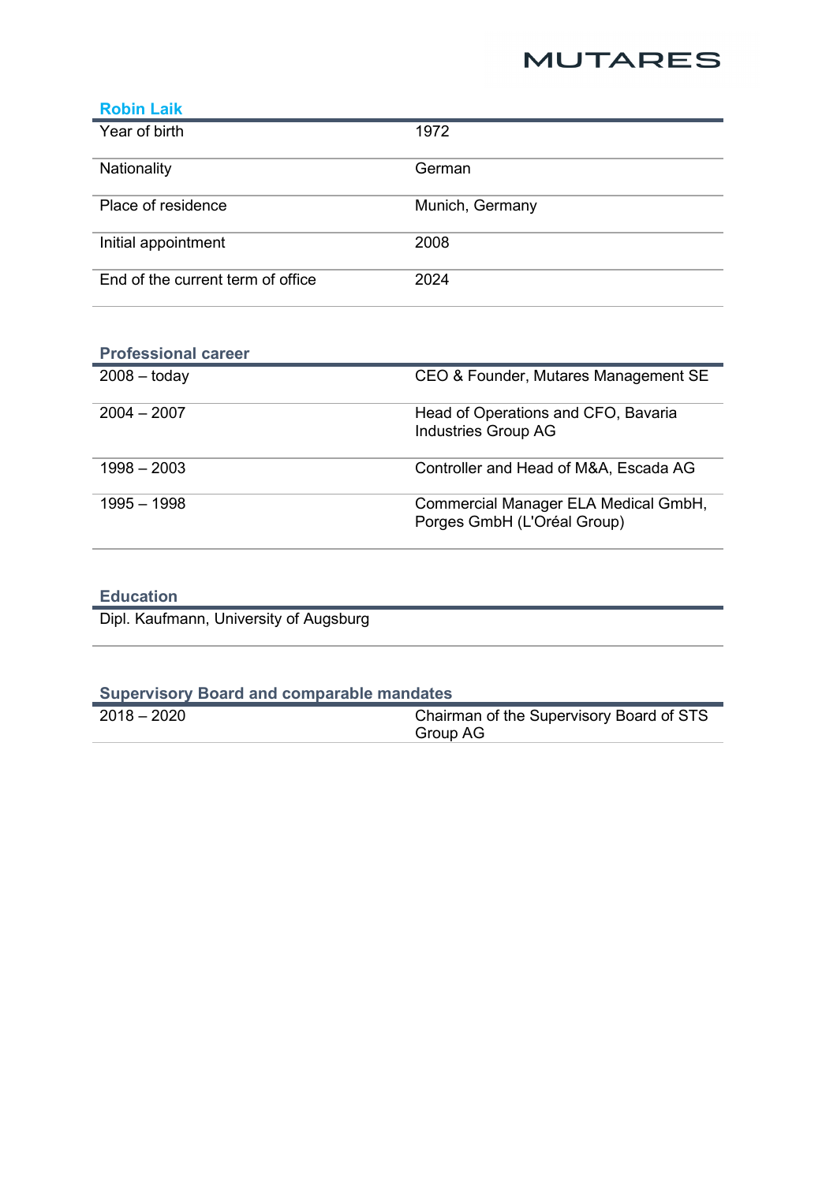## Robin Laik

| | |
|---|---|
| Year of birth | 1972 |
| Nationality | German |
| Place of residence | Munich, Germany |
| Initial appointment | 2008 |
| End of the current term of office | 2024 |

### Professional career

| | |
|---|---|
| 2008 – today | CEO & Founder, Mutares Management SE |
| 2004 – 2007 | Head of Operations and CFO, Bavaria Industries Group AG |
| 1998 – 2003 | Controller and Head of M&A, Escada AG |
| 1995 – 1998 | Commercial Manager ELA Medical GmbH, Porges GmbH (L'Oréal Group) |

### Education

Dipl. Kaufmann, University of Augsburg

### Supervisory Board and comparable mandates

| | |
|---|---|
| 2018 – 2020 | Chairman of the Supervisory Board of STS Group AG |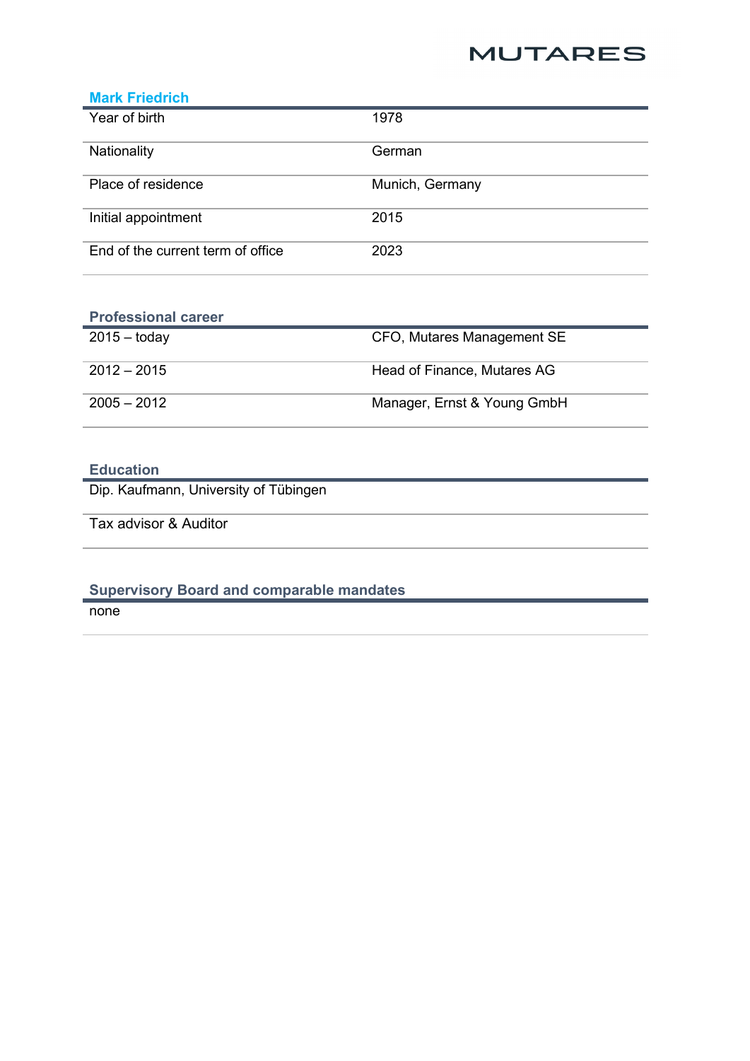## Mark Friedrich

| | |
|---|---|
| Year of birth | 1978 |
| Nationality | German |
| Place of residence | Munich, Germany |
| Initial appointment | 2015 |
| End of the current term of office | 2023 |

### Professional career

| | |
|---|---|
| 2015 – today | CFO, Mutares Management SE |
| 2012 – 2015 | Head of Finance, Mutares AG |
| 2005 – 2012 | Manager, Ernst & Young GmbH |

### Education

Dip. Kaufmann, University of Tübingen

Tax advisor & Auditor

### Supervisory Board and comparable mandates

none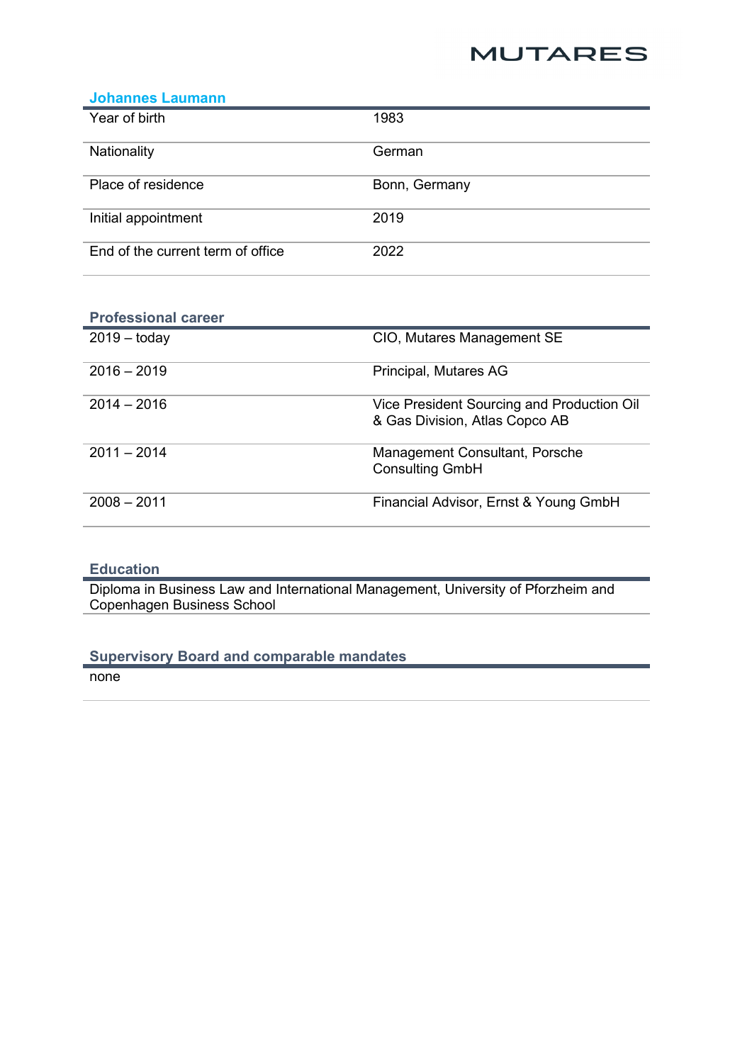## Johannes Laumann

| | |
|---|---|
| Year of birth | 1983 |
| Nationality | German |
| Place of residence | Bonn, Germany |
| Initial appointment | 2019 |
| End of the current term of office | 2022 |

### Professional career

| | |
|---|---|
| 2019 – today | CIO, Mutares Management SE |
| 2016 – 2019 | Principal, Mutares AG |
| 2014 – 2016 | Vice President Sourcing and Production Oil & Gas Division, Atlas Copco AB |
| 2011 – 2014 | Management Consultant, Porsche Consulting GmbH |
| 2008 – 2011 | Financial Advisor, Ernst & Young GmbH |

### Education

Diploma in Business Law and International Management, University of Pforzheim and Copenhagen Business School

### Supervisory Board and comparable mandates

none